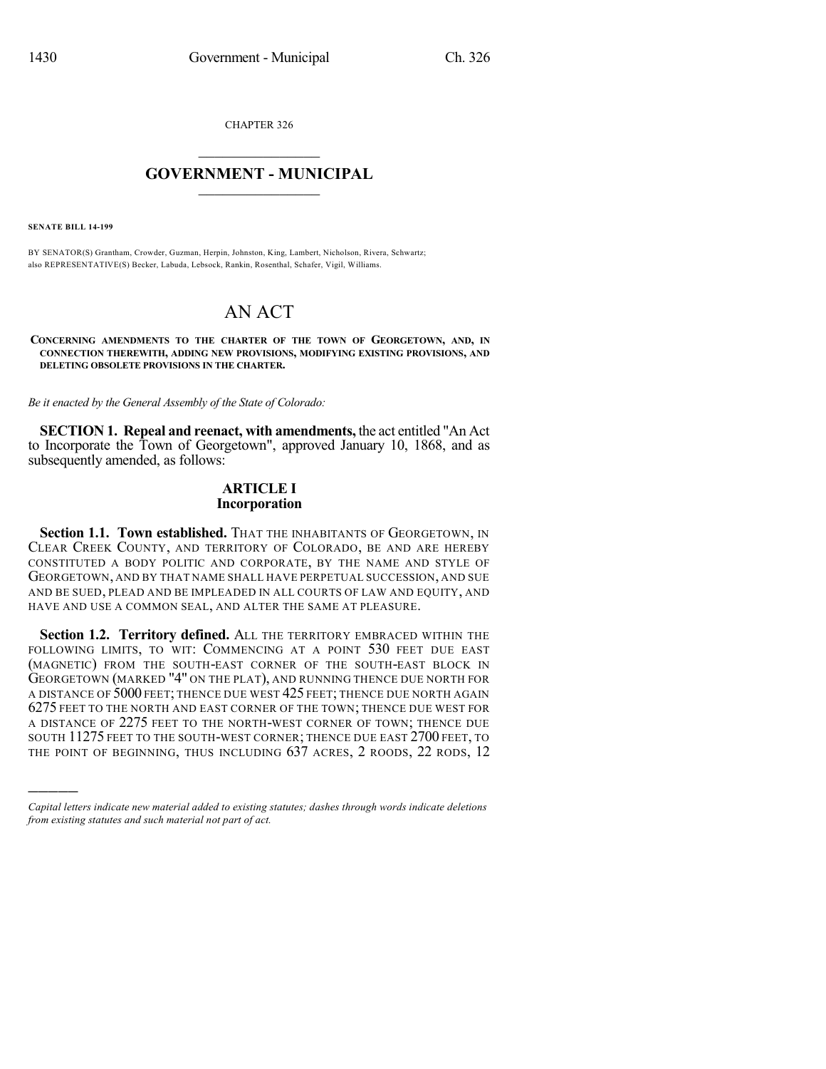CHAPTER 326

# GOVERNMENT - MUNICIPAL

**SENATE BILL 14-199**

BY SENATOR(S) Grantham, Crowder, Guzman, Herpin, Johnston, King, Lambert, Nicholson, Rivera, Schwartz; also REPRESENTATIVE(S) Becker, Labuda, Lebsock, Rankin, Rosenthal, Schafer, Vigil, Williams.

# AN ACT

**CONCERNING AMENDMENTS TO THE CHARTER OF THE TOWN OF GEORGETOWN, AND, IN CONNECTION THEREWITH, ADDING NEW PROVISIONS, MODIFYING EXISTING PROVISIONS, AND DELETING OBSOLETE PROVISIONS IN THE CHARTER.**

*Be it enacted by the General Assembly of the State of Colorado:*

**SECTION 1. Repeal and reenact, with amendments,** the act entitled "An Act to Incorporate the Town of Georgetown", approved January 10, 1868, and as subsequently amended, as follows:

## ARTICLE I
## Incorporation

**Section 1.1. Town established.** THAT THE INHABITANTS OF GEORGETOWN, IN CLEAR CREEK COUNTY, AND TERRITORY OF COLORADO, BE AND ARE HEREBY CONSTITUTED A BODY POLITIC AND CORPORATE, BY THE NAME AND STYLE OF GEORGETOWN, AND BY THAT NAME SHALL HAVE PERPETUAL SUCCESSION, AND SUE AND BE SUED, PLEAD AND BE IMPLEADED IN ALL COURTS OF LAW AND EQUITY, AND HAVE AND USE A COMMON SEAL, AND ALTER THE SAME AT PLEASURE.

**Section 1.2. Territory defined.** ALL THE TERRITORY EMBRACED WITHIN THE FOLLOWING LIMITS, TO WIT: COMMENCING AT A POINT 530 FEET DUE EAST (MAGNETIC) FROM THE SOUTH-EAST CORNER OF THE SOUTH-EAST BLOCK IN GEORGETOWN (MARKED "4" ON THE PLAT), AND RUNNING THENCE DUE NORTH FOR A DISTANCE OF 5000 FEET; THENCE DUE WEST 425 FEET; THENCE DUE NORTH AGAIN 6275 FEET TO THE NORTH AND EAST CORNER OF THE TOWN; THENCE DUE WEST FOR A DISTANCE OF 2275 FEET TO THE NORTH-WEST CORNER OF TOWN; THENCE DUE SOUTH 11275 FEET TO THE SOUTH-WEST CORNER; THENCE DUE EAST 2700 FEET, TO THE POINT OF BEGINNING, THUS INCLUDING 637 ACRES, 2 ROODS, 22 RODS, 12

*Capital letters indicate new material added to existing statutes; dashes through words indicate deletions from existing statutes and such material not part of act.*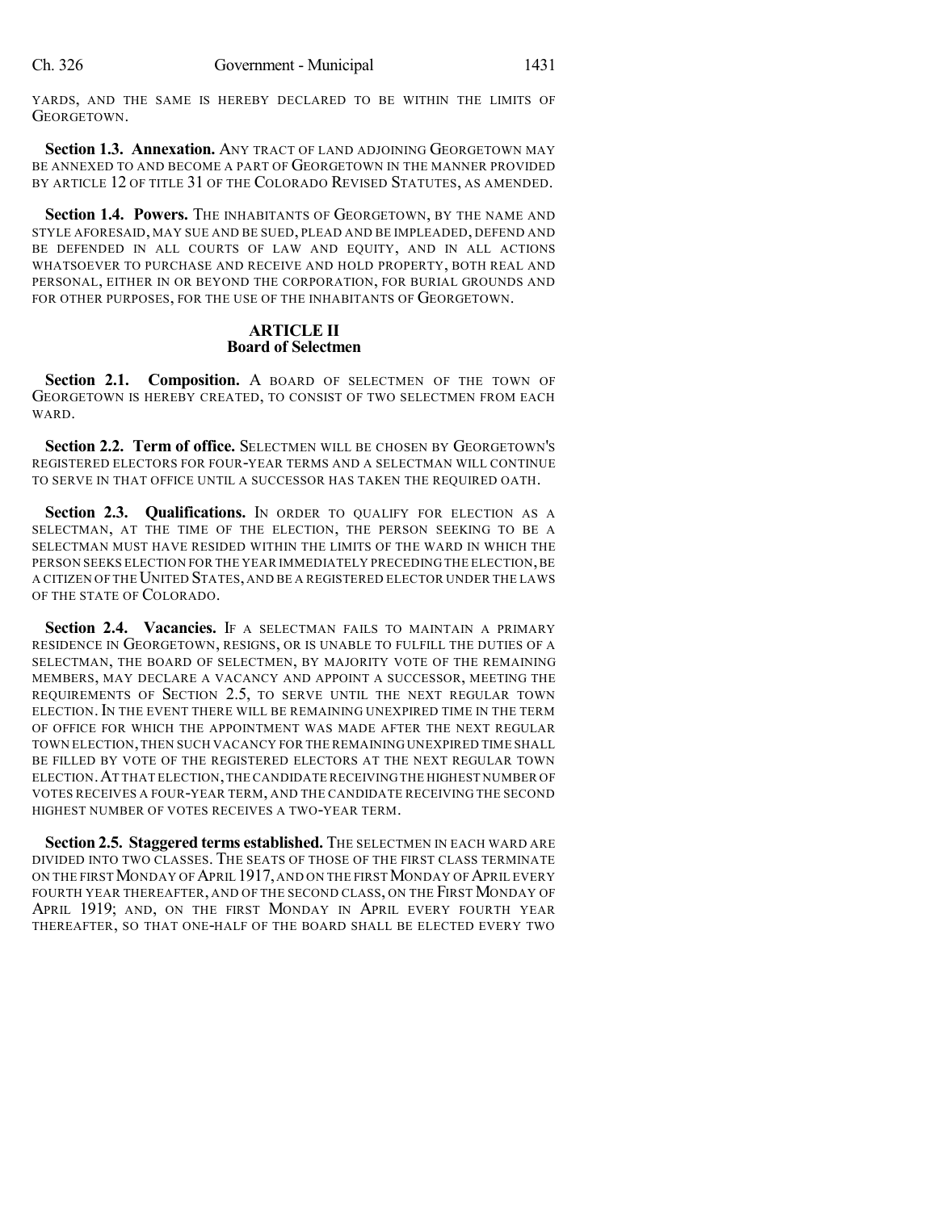YARDS, AND THE SAME IS HEREBY DECLARED TO BE WITHIN THE LIMITS OF GEORGETOWN.

**Section 1.3. Annexation.** ANY TRACT OF LAND ADJOINING GEORGETOWN MAY BE ANNEXED TO AND BECOME A PART OF GEORGETOWN IN THE MANNER PROVIDED BY ARTICLE 12 OF TITLE 31 OF THE COLORADO REVISED STATUTES, AS AMENDED.

**Section 1.4. Powers.** THE INHABITANTS OF GEORGETOWN, BY THE NAME AND STYLE AFORESAID, MAY SUE AND BE SUED, PLEAD AND BE IMPLEADED, DEFEND AND BE DEFENDED IN ALL COURTS OF LAW AND EQUITY, AND IN ALL ACTIONS WHATSOEVER TO PURCHASE AND RECEIVE AND HOLD PROPERTY, BOTH REAL AND PERSONAL, EITHER IN OR BEYOND THE CORPORATION, FOR BURIAL GROUNDS AND FOR OTHER PURPOSES, FOR THE USE OF THE INHABITANTS OF GEORGETOWN.

## ARTICLE II
## Board of Selectmen

**Section 2.1. Composition.** A BOARD OF SELECTMEN OF THE TOWN OF GEORGETOWN IS HEREBY CREATED, TO CONSIST OF TWO SELECTMEN FROM EACH WARD.

**Section 2.2. Term of office.** SELECTMEN WILL BE CHOSEN BY GEORGETOWN'S REGISTERED ELECTORS FOR FOUR-YEAR TERMS AND A SELECTMAN WILL CONTINUE TO SERVE IN THAT OFFICE UNTIL A SUCCESSOR HAS TAKEN THE REQUIRED OATH.

**Section 2.3. Qualifications.** IN ORDER TO QUALIFY FOR ELECTION AS A SELECTMAN, AT THE TIME OF THE ELECTION, THE PERSON SEEKING TO BE A SELECTMAN MUST HAVE RESIDED WITHIN THE LIMITS OF THE WARD IN WHICH THE PERSON SEEKS ELECTION FOR THE YEAR IMMEDIATELY PRECEDING THE ELECTION, BE A CITIZEN OF THE UNITED STATES, AND BE A REGISTERED ELECTOR UNDER THE LAWS OF THE STATE OF COLORADO.

**Section 2.4. Vacancies.** IF A SELECTMAN FAILS TO MAINTAIN A PRIMARY RESIDENCE IN GEORGETOWN, RESIGNS, OR IS UNABLE TO FULFILL THE DUTIES OF A SELECTMAN, THE BOARD OF SELECTMEN, BY MAJORITY VOTE OF THE REMAINING MEMBERS, MAY DECLARE A VACANCY AND APPOINT A SUCCESSOR, MEETING THE REQUIREMENTS OF SECTION 2.5, TO SERVE UNTIL THE NEXT REGULAR TOWN ELECTION. IN THE EVENT THERE WILL BE REMAINING UNEXPIRED TIME IN THE TERM OF OFFICE FOR WHICH THE APPOINTMENT WAS MADE AFTER THE NEXT REGULAR TOWN ELECTION, THEN SUCH VACANCY FOR THE REMAINING UNEXPIRED TIME SHALL BE FILLED BY VOTE OF THE REGISTERED ELECTORS AT THE NEXT REGULAR TOWN ELECTION. AT THAT ELECTION, THE CANDIDATE RECEIVING THE HIGHEST NUMBER OF VOTES RECEIVES A FOUR-YEAR TERM, AND THE CANDIDATE RECEIVING THE SECOND HIGHEST NUMBER OF VOTES RECEIVES A TWO-YEAR TERM.

**Section 2.5. Staggered terms established.** THE SELECTMEN IN EACH WARD ARE DIVIDED INTO TWO CLASSES. THE SEATS OF THOSE OF THE FIRST CLASS TERMINATE ON THE FIRST MONDAY OF APRIL 1917, AND ON THE FIRST MONDAY OF APRIL EVERY FOURTH YEAR THEREAFTER, AND OF THE SECOND CLASS, ON THE FIRST MONDAY OF APRIL 1919; AND, ON THE FIRST MONDAY IN APRIL EVERY FOURTH YEAR THEREAFTER, SO THAT ONE-HALF OF THE BOARD SHALL BE ELECTED EVERY TWO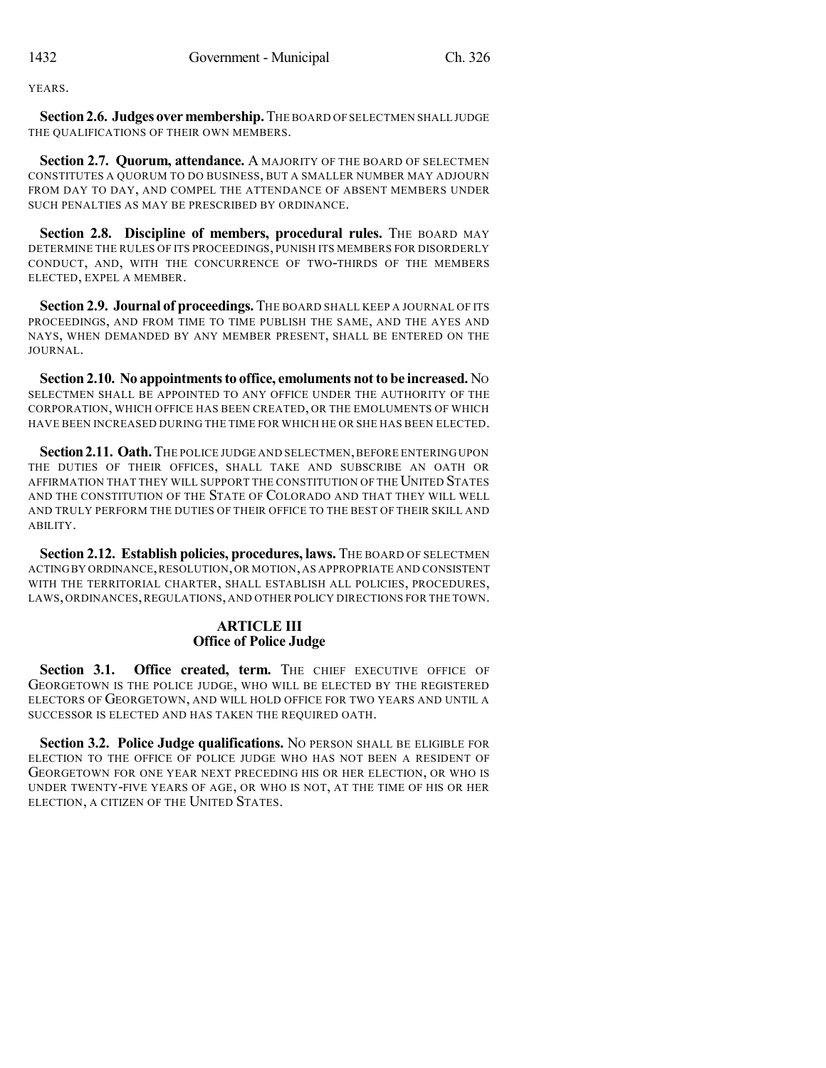YEARS.

**Section 2.6. Judges over membership.** THE BOARD OF SELECTMEN SHALL JUDGE THE QUALIFICATIONS OF THEIR OWN MEMBERS.

**Section 2.7. Quorum, attendance.** A MAJORITY OF THE BOARD OF SELECTMEN CONSTITUTES A QUORUM TO DO BUSINESS, BUT A SMALLER NUMBER MAY ADJOURN FROM DAY TO DAY, AND COMPEL THE ATTENDANCE OF ABSENT MEMBERS UNDER SUCH PENALTIES AS MAY BE PRESCRIBED BY ORDINANCE.

**Section 2.8. Discipline of members, procedural rules.** THE BOARD MAY DETERMINE THE RULES OF ITS PROCEEDINGS, PUNISH ITS MEMBERS FOR DISORDERLY CONDUCT, AND, WITH THE CONCURRENCE OF TWO-THIRDS OF THE MEMBERS ELECTED, EXPEL A MEMBER.

**Section 2.9. Journal of proceedings.** THE BOARD SHALL KEEP A JOURNAL OF ITS PROCEEDINGS, AND FROM TIME TO TIME PUBLISH THE SAME, AND THE AYES AND NAYS, WHEN DEMANDED BY ANY MEMBER PRESENT, SHALL BE ENTERED ON THE JOURNAL.

**Section 2.10. No appointments to office, emoluments not to be increased.** NO SELECTMEN SHALL BE APPOINTED TO ANY OFFICE UNDER THE AUTHORITY OF THE CORPORATION, WHICH OFFICE HAS BEEN CREATED, OR THE EMOLUMENTS OF WHICH HAVE BEEN INCREASED DURING THE TIME FOR WHICH HE OR SHE HAS BEEN ELECTED.

**Section 2.11. Oath.** THE POLICE JUDGE AND SELECTMEN, BEFORE ENTERING UPON THE DUTIES OF THEIR OFFICES, SHALL TAKE AND SUBSCRIBE AN OATH OR AFFIRMATION THAT THEY WILL SUPPORT THE CONSTITUTION OF THE UNITED STATES AND THE CONSTITUTION OF THE STATE OF COLORADO AND THAT THEY WILL WELL AND TRULY PERFORM THE DUTIES OF THEIR OFFICE TO THE BEST OF THEIR SKILL AND ABILITY.

**Section 2.12. Establish policies, procedures, laws.** THE BOARD OF SELECTMEN ACTING BY ORDINANCE, RESOLUTION, OR MOTION, AS APPROPRIATE AND CONSISTENT WITH THE TERRITORIAL CHARTER, SHALL ESTABLISH ALL POLICIES, PROCEDURES, LAWS, ORDINANCES, REGULATIONS, AND OTHER POLICY DIRECTIONS FOR THE TOWN.

## ARTICLE III
## Office of Police Judge

**Section 3.1. Office created, term.** THE CHIEF EXECUTIVE OFFICE OF GEORGETOWN IS THE POLICE JUDGE, WHO WILL BE ELECTED BY THE REGISTERED ELECTORS OF GEORGETOWN, AND WILL HOLD OFFICE FOR TWO YEARS AND UNTIL A SUCCESSOR IS ELECTED AND HAS TAKEN THE REQUIRED OATH.

**Section 3.2. Police Judge qualifications.** NO PERSON SHALL BE ELIGIBLE FOR ELECTION TO THE OFFICE OF POLICE JUDGE WHO HAS NOT BEEN A RESIDENT OF GEORGETOWN FOR ONE YEAR NEXT PRECEDING HIS OR HER ELECTION, OR WHO IS UNDER TWENTY-FIVE YEARS OF AGE, OR WHO IS NOT, AT THE TIME OF HIS OR HER ELECTION, A CITIZEN OF THE UNITED STATES.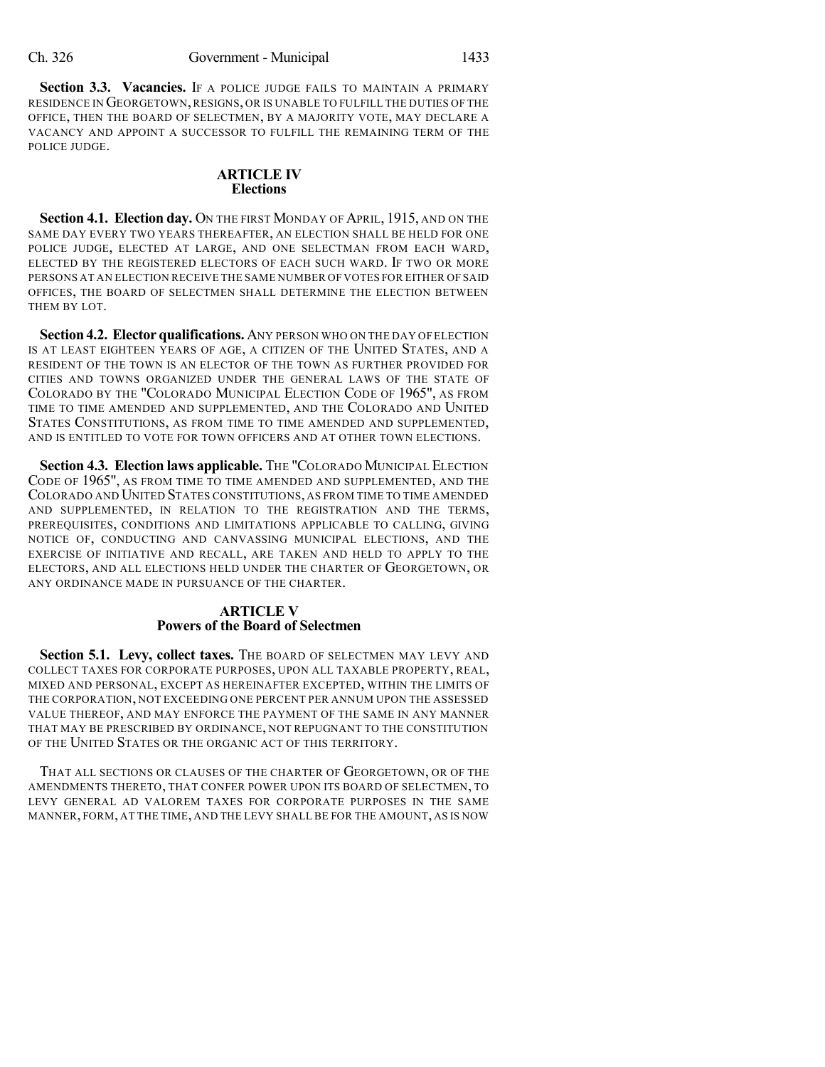**Section 3.3. Vacancies.** IF A POLICE JUDGE FAILS TO MAINTAIN A PRIMARY RESIDENCE IN GEORGETOWN, RESIGNS, OR IS UNABLE TO FULFILL THE DUTIES OF THE OFFICE, THEN THE BOARD OF SELECTMEN, BY A MAJORITY VOTE, MAY DECLARE A VACANCY AND APPOINT A SUCCESSOR TO FULFILL THE REMAINING TERM OF THE POLICE JUDGE.

## ARTICLE IV
## Elections

**Section 4.1. Election day.** ON THE FIRST MONDAY OF APRIL, 1915, AND ON THE SAME DAY EVERY TWO YEARS THEREAFTER, AN ELECTION SHALL BE HELD FOR ONE POLICE JUDGE, ELECTED AT LARGE, AND ONE SELECTMAN FROM EACH WARD, ELECTED BY THE REGISTERED ELECTORS OF EACH SUCH WARD. IF TWO OR MORE PERSONS AT AN ELECTION RECEIVE THE SAME NUMBER OF VOTES FOR EITHER OF SAID OFFICES, THE BOARD OF SELECTMEN SHALL DETERMINE THE ELECTION BETWEEN THEM BY LOT.

**Section 4.2. Elector qualifications.** ANY PERSON WHO ON THE DAY OF ELECTION IS AT LEAST EIGHTEEN YEARS OF AGE, A CITIZEN OF THE UNITED STATES, AND A RESIDENT OF THE TOWN IS AN ELECTOR OF THE TOWN AS FURTHER PROVIDED FOR CITIES AND TOWNS ORGANIZED UNDER THE GENERAL LAWS OF THE STATE OF COLORADO BY THE "COLORADO MUNICIPAL ELECTION CODE OF 1965", AS FROM TIME TO TIME AMENDED AND SUPPLEMENTED, AND THE COLORADO AND UNITED STATES CONSTITUTIONS, AS FROM TIME TO TIME AMENDED AND SUPPLEMENTED, AND IS ENTITLED TO VOTE FOR TOWN OFFICERS AND AT OTHER TOWN ELECTIONS.

**Section 4.3. Election laws applicable.** THE "COLORADO MUNICIPAL ELECTION CODE OF 1965", AS FROM TIME TO TIME AMENDED AND SUPPLEMENTED, AND THE COLORADO AND UNITED STATES CONSTITUTIONS, AS FROM TIME TO TIME AMENDED AND SUPPLEMENTED, IN RELATION TO THE REGISTRATION AND THE TERMS, PREREQUISITES, CONDITIONS AND LIMITATIONS APPLICABLE TO CALLING, GIVING NOTICE OF, CONDUCTING AND CANVASSING MUNICIPAL ELECTIONS, AND THE EXERCISE OF INITIATIVE AND RECALL, ARE TAKEN AND HELD TO APPLY TO THE ELECTORS, AND ALL ELECTIONS HELD UNDER THE CHARTER OF GEORGETOWN, OR ANY ORDINANCE MADE IN PURSUANCE OF THE CHARTER.

## ARTICLE V
## Powers of the Board of Selectmen

**Section 5.1. Levy, collect taxes.** THE BOARD OF SELECTMEN MAY LEVY AND COLLECT TAXES FOR CORPORATE PURPOSES, UPON ALL TAXABLE PROPERTY, REAL, MIXED AND PERSONAL, EXCEPT AS HEREINAFTER EXCEPTED, WITHIN THE LIMITS OF THE CORPORATION, NOT EXCEEDING ONE PERCENT PER ANNUM UPON THE ASSESSED VALUE THEREOF, AND MAY ENFORCE THE PAYMENT OF THE SAME IN ANY MANNER THAT MAY BE PRESCRIBED BY ORDINANCE, NOT REPUGNANT TO THE CONSTITUTION OF THE UNITED STATES OR THE ORGANIC ACT OF THIS TERRITORY.

THAT ALL SECTIONS OR CLAUSES OF THE CHARTER OF GEORGETOWN, OR OF THE AMENDMENTS THERETO, THAT CONFER POWER UPON ITS BOARD OF SELECTMEN, TO LEVY GENERAL AD VALOREM TAXES FOR CORPORATE PURPOSES IN THE SAME MANNER, FORM, AT THE TIME, AND THE LEVY SHALL BE FOR THE AMOUNT, AS IS NOW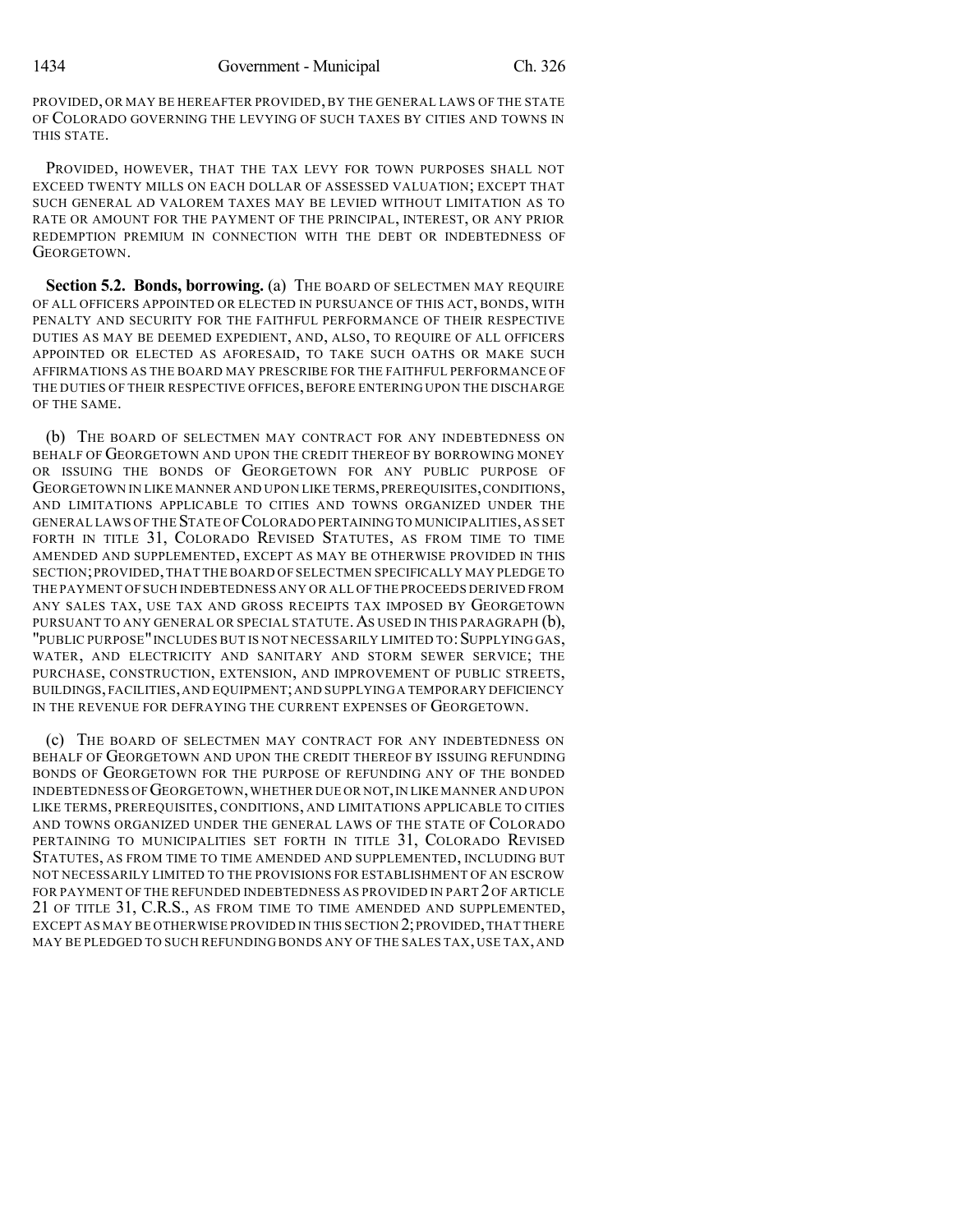PROVIDED, OR MAY BE HEREAFTER PROVIDED, BY THE GENERAL LAWS OF THE STATE OF COLORADO GOVERNING THE LEVYING OF SUCH TAXES BY CITIES AND TOWNS IN THIS STATE.

PROVIDED, HOWEVER, THAT THE TAX LEVY FOR TOWN PURPOSES SHALL NOT EXCEED TWENTY MILLS ON EACH DOLLAR OF ASSESSED VALUATION; EXCEPT THAT SUCH GENERAL AD VALOREM TAXES MAY BE LEVIED WITHOUT LIMITATION AS TO RATE OR AMOUNT FOR THE PAYMENT OF THE PRINCIPAL, INTEREST, OR ANY PRIOR REDEMPTION PREMIUM IN CONNECTION WITH THE DEBT OR INDEBTEDNESS OF GEORGETOWN.

**Section 5.2. Bonds, borrowing.** (a) THE BOARD OF SELECTMEN MAY REQUIRE OF ALL OFFICERS APPOINTED OR ELECTED IN PURSUANCE OF THIS ACT, BONDS, WITH PENALTY AND SECURITY FOR THE FAITHFUL PERFORMANCE OF THEIR RESPECTIVE DUTIES AS MAY BE DEEMED EXPEDIENT, AND, ALSO, TO REQUIRE OF ALL OFFICERS APPOINTED OR ELECTED AS AFORESAID, TO TAKE SUCH OATHS OR MAKE SUCH AFFIRMATIONS AS THE BOARD MAY PRESCRIBE FOR THE FAITHFUL PERFORMANCE OF THE DUTIES OF THEIR RESPECTIVE OFFICES, BEFORE ENTERING UPON THE DISCHARGE OF THE SAME.

(b) THE BOARD OF SELECTMEN MAY CONTRACT FOR ANY INDEBTEDNESS ON BEHALF OF GEORGETOWN AND UPON THE CREDIT THEREOF BY BORROWING MONEY OR ISSUING THE BONDS OF GEORGETOWN FOR ANY PUBLIC PURPOSE OF GEORGETOWN IN LIKE MANNER AND UPON LIKE TERMS, PREREQUISITES, CONDITIONS, AND LIMITATIONS APPLICABLE TO CITIES AND TOWNS ORGANIZED UNDER THE GENERAL LAWS OF THE STATE OF COLORADO PERTAINING TO MUNICIPALITIES, AS SET FORTH IN TITLE 31, COLORADO REVISED STATUTES, AS FROM TIME TO TIME AMENDED AND SUPPLEMENTED, EXCEPT AS MAY BE OTHERWISE PROVIDED IN THIS SECTION; PROVIDED, THAT THE BOARD OF SELECTMEN SPECIFICALLY MAY PLEDGE TO THE PAYMENT OF SUCH INDEBTEDNESS ANY OR ALL OF THE PROCEEDS DERIVED FROM ANY SALES TAX, USE TAX AND GROSS RECEIPTS TAX IMPOSED BY GEORGETOWN PURSUANT TO ANY GENERAL OR SPECIAL STATUTE. AS USED IN THIS PARAGRAPH (b), "PUBLIC PURPOSE" INCLUDES BUT IS NOT NECESSARILY LIMITED TO: SUPPLYING GAS, WATER, AND ELECTRICITY AND SANITARY AND STORM SEWER SERVICE; THE PURCHASE, CONSTRUCTION, EXTENSION, AND IMPROVEMENT OF PUBLIC STREETS, BUILDINGS, FACILITIES, AND EQUIPMENT; AND SUPPLYING A TEMPORARY DEFICIENCY IN THE REVENUE FOR DEFRAYING THE CURRENT EXPENSES OF GEORGETOWN.

(c) THE BOARD OF SELECTMEN MAY CONTRACT FOR ANY INDEBTEDNESS ON BEHALF OF GEORGETOWN AND UPON THE CREDIT THEREOF BY ISSUING REFUNDING BONDS OF GEORGETOWN FOR THE PURPOSE OF REFUNDING ANY OF THE BONDED INDEBTEDNESS OF GEORGETOWN, WHETHER DUE OR NOT, IN LIKE MANNER AND UPON LIKE TERMS, PREREQUISITES, CONDITIONS, AND LIMITATIONS APPLICABLE TO CITIES AND TOWNS ORGANIZED UNDER THE GENERAL LAWS OF THE STATE OF COLORADO PERTAINING TO MUNICIPALITIES SET FORTH IN TITLE 31, COLORADO REVISED STATUTES, AS FROM TIME TO TIME AMENDED AND SUPPLEMENTED, INCLUDING BUT NOT NECESSARILY LIMITED TO THE PROVISIONS FOR ESTABLISHMENT OF AN ESCROW FOR PAYMENT OF THE REFUNDED INDEBTEDNESS AS PROVIDED IN PART 2 OF ARTICLE 21 OF TITLE 31, C.R.S., AS FROM TIME TO TIME AMENDED AND SUPPLEMENTED, EXCEPT AS MAY BE OTHERWISE PROVIDED IN THIS SECTION 2; PROVIDED, THAT THERE MAY BE PLEDGED TO SUCH REFUNDING BONDS ANY OF THE SALES TAX, USE TAX, AND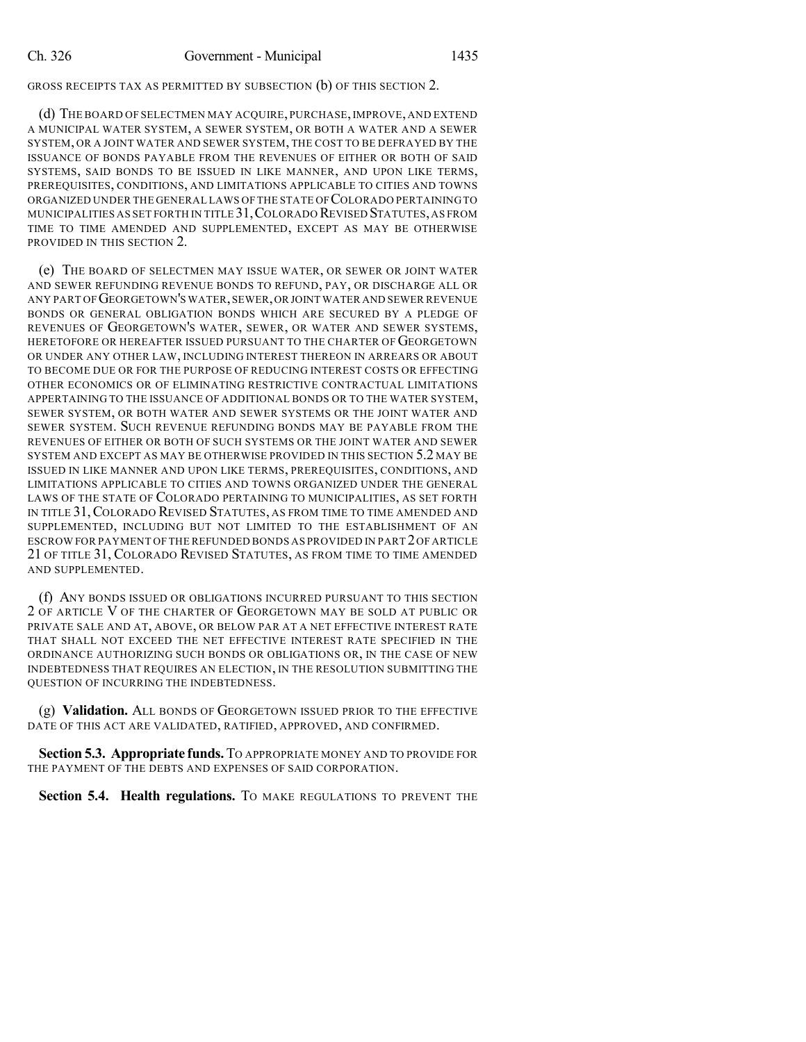GROSS RECEIPTS TAX AS PERMITTED BY SUBSECTION (b) OF THIS SECTION 2.

(d) THE BOARD OF SELECTMEN MAY ACQUIRE, PURCHASE, IMPROVE, AND EXTEND A MUNICIPAL WATER SYSTEM, A SEWER SYSTEM, OR BOTH A WATER AND A SEWER SYSTEM, OR A JOINT WATER AND SEWER SYSTEM, THE COST TO BE DEFRAYED BY THE ISSUANCE OF BONDS PAYABLE FROM THE REVENUES OF EITHER OR BOTH OF SAID SYSTEMS, SAID BONDS TO BE ISSUED IN LIKE MANNER, AND UPON LIKE TERMS, PREREQUISITES, CONDITIONS, AND LIMITATIONS APPLICABLE TO CITIES AND TOWNS ORGANIZED UNDER THE GENERAL LAWS OF THE STATE OF COLORADO PERTAINING TO MUNICIPALITIES AS SET FORTH IN TITLE 31, COLORADO REVISED STATUTES, AS FROM TIME TO TIME AMENDED AND SUPPLEMENTED, EXCEPT AS MAY BE OTHERWISE PROVIDED IN THIS SECTION 2.

(e) THE BOARD OF SELECTMEN MAY ISSUE WATER, OR SEWER OR JOINT WATER AND SEWER REFUNDING REVENUE BONDS TO REFUND, PAY, OR DISCHARGE ALL OR ANY PART OF GEORGETOWN'S WATER, SEWER, OR JOINT WATER AND SEWER REVENUE BONDS OR GENERAL OBLIGATION BONDS WHICH ARE SECURED BY A PLEDGE OF REVENUES OF GEORGETOWN'S WATER, SEWER, OR WATER AND SEWER SYSTEMS, HERETOFORE OR HEREAFTER ISSUED PURSUANT TO THE CHARTER OF GEORGETOWN OR UNDER ANY OTHER LAW, INCLUDING INTEREST THEREON IN ARREARS OR ABOUT TO BECOME DUE OR FOR THE PURPOSE OF REDUCING INTEREST COSTS OR EFFECTING OTHER ECONOMICS OR OF ELIMINATING RESTRICTIVE CONTRACTUAL LIMITATIONS APPERTAINING TO THE ISSUANCE OF ADDITIONAL BONDS OR TO THE WATER SYSTEM, SEWER SYSTEM, OR BOTH WATER AND SEWER SYSTEMS OR THE JOINT WATER AND SEWER SYSTEM. SUCH REVENUE REFUNDING BONDS MAY BE PAYABLE FROM THE REVENUES OF EITHER OR BOTH OF SUCH SYSTEMS OR THE JOINT WATER AND SEWER SYSTEM AND EXCEPT AS MAY BE OTHERWISE PROVIDED IN THIS SECTION 5.2 MAY BE ISSUED IN LIKE MANNER AND UPON LIKE TERMS, PREREQUISITES, CONDITIONS, AND LIMITATIONS APPLICABLE TO CITIES AND TOWNS ORGANIZED UNDER THE GENERAL LAWS OF THE STATE OF COLORADO PERTAINING TO MUNICIPALITIES, AS SET FORTH IN TITLE 31, COLORADO REVISED STATUTES, AS FROM TIME TO TIME AMENDED AND SUPPLEMENTED, INCLUDING BUT NOT LIMITED TO THE ESTABLISHMENT OF AN ESCROW FOR PAYMENT OF THE REFUNDED BONDS AS PROVIDED IN PART 2 OF ARTICLE 21 OF TITLE 31, COLORADO REVISED STATUTES, AS FROM TIME TO TIME AMENDED AND SUPPLEMENTED.

(f) ANY BONDS ISSUED OR OBLIGATIONS INCURRED PURSUANT TO THIS SECTION 2 OF ARTICLE V OF THE CHARTER OF GEORGETOWN MAY BE SOLD AT PUBLIC OR PRIVATE SALE AND AT, ABOVE, OR BELOW PAR AT A NET EFFECTIVE INTEREST RATE THAT SHALL NOT EXCEED THE NET EFFECTIVE INTEREST RATE SPECIFIED IN THE ORDINANCE AUTHORIZING SUCH BONDS OR OBLIGATIONS OR, IN THE CASE OF NEW INDEBTEDNESS THAT REQUIRES AN ELECTION, IN THE RESOLUTION SUBMITTING THE QUESTION OF INCURRING THE INDEBTEDNESS.

(g) **Validation.** ALL BONDS OF GEORGETOWN ISSUED PRIOR TO THE EFFECTIVE DATE OF THIS ACT ARE VALIDATED, RATIFIED, APPROVED, AND CONFIRMED.

**Section 5.3. Appropriate funds.** TO APPROPRIATE MONEY AND TO PROVIDE FOR THE PAYMENT OF THE DEBTS AND EXPENSES OF SAID CORPORATION.

**Section 5.4. Health regulations.** TO MAKE REGULATIONS TO PREVENT THE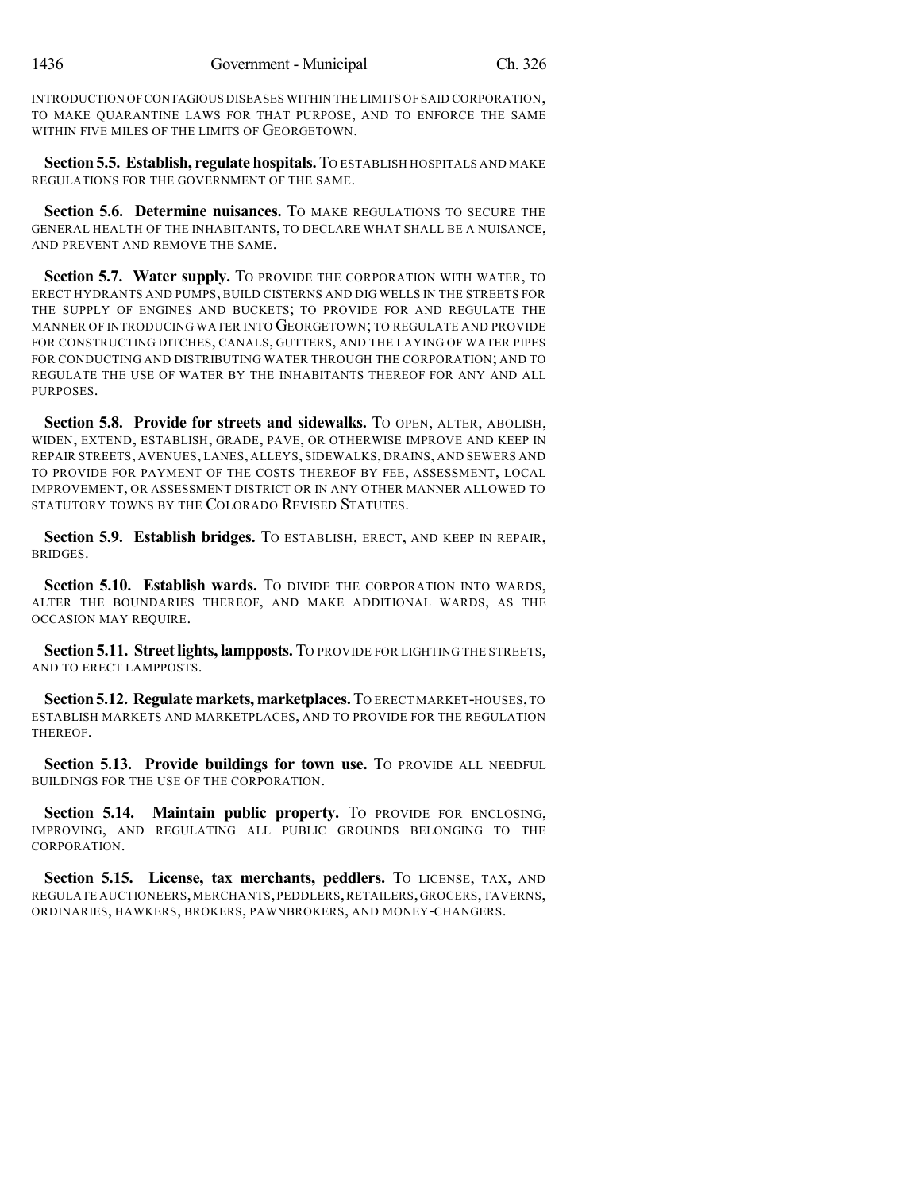INTRODUCTION OF CONTAGIOUS DISEASES WITHIN THE LIMITS OF SAID CORPORATION, TO MAKE QUARANTINE LAWS FOR THAT PURPOSE, AND TO ENFORCE THE SAME WITHIN FIVE MILES OF THE LIMITS OF GEORGETOWN.

**Section 5.5. Establish, regulate hospitals.** TO ESTABLISH HOSPITALS AND MAKE REGULATIONS FOR THE GOVERNMENT OF THE SAME.

**Section 5.6. Determine nuisances.** TO MAKE REGULATIONS TO SECURE THE GENERAL HEALTH OF THE INHABITANTS, TO DECLARE WHAT SHALL BE A NUISANCE, AND PREVENT AND REMOVE THE SAME.

**Section 5.7. Water supply.** TO PROVIDE THE CORPORATION WITH WATER, TO ERECT HYDRANTS AND PUMPS, BUILD CISTERNS AND DIG WELLS IN THE STREETS FOR THE SUPPLY OF ENGINES AND BUCKETS; TO PROVIDE FOR AND REGULATE THE MANNER OF INTRODUCING WATER INTO GEORGETOWN; TO REGULATE AND PROVIDE FOR CONSTRUCTING DITCHES, CANALS, GUTTERS, AND THE LAYING OF WATER PIPES FOR CONDUCTING AND DISTRIBUTING WATER THROUGH THE CORPORATION; AND TO REGULATE THE USE OF WATER BY THE INHABITANTS THEREOF FOR ANY AND ALL PURPOSES.

**Section 5.8. Provide for streets and sidewalks.** TO OPEN, ALTER, ABOLISH, WIDEN, EXTEND, ESTABLISH, GRADE, PAVE, OR OTHERWISE IMPROVE AND KEEP IN REPAIR STREETS, AVENUES, LANES, ALLEYS, SIDEWALKS, DRAINS, AND SEWERS AND TO PROVIDE FOR PAYMENT OF THE COSTS THEREOF BY FEE, ASSESSMENT, LOCAL IMPROVEMENT, OR ASSESSMENT DISTRICT OR IN ANY OTHER MANNER ALLOWED TO STATUTORY TOWNS BY THE COLORADO REVISED STATUTES.

**Section 5.9. Establish bridges.** TO ESTABLISH, ERECT, AND KEEP IN REPAIR, BRIDGES.

**Section 5.10. Establish wards.** TO DIVIDE THE CORPORATION INTO WARDS, ALTER THE BOUNDARIES THEREOF, AND MAKE ADDITIONAL WARDS, AS THE OCCASION MAY REQUIRE.

**Section 5.11. Street lights, lampposts.** TO PROVIDE FOR LIGHTING THE STREETS, AND TO ERECT LAMPPOSTS.

**Section 5.12. Regulate markets, marketplaces.** TO ERECT MARKET-HOUSES, TO ESTABLISH MARKETS AND MARKETPLACES, AND TO PROVIDE FOR THE REGULATION THEREOF.

**Section 5.13. Provide buildings for town use.** TO PROVIDE ALL NEEDFUL BUILDINGS FOR THE USE OF THE CORPORATION.

**Section 5.14. Maintain public property.** TO PROVIDE FOR ENCLOSING, IMPROVING, AND REGULATING ALL PUBLIC GROUNDS BELONGING TO THE CORPORATION.

**Section 5.15. License, tax merchants, peddlers.** TO LICENSE, TAX, AND REGULATE AUCTIONEERS, MERCHANTS, PEDDLERS, RETAILERS, GROCERS, TAVERNS, ORDINARIES, HAWKERS, BROKERS, PAWNBROKERS, AND MONEY-CHANGERS.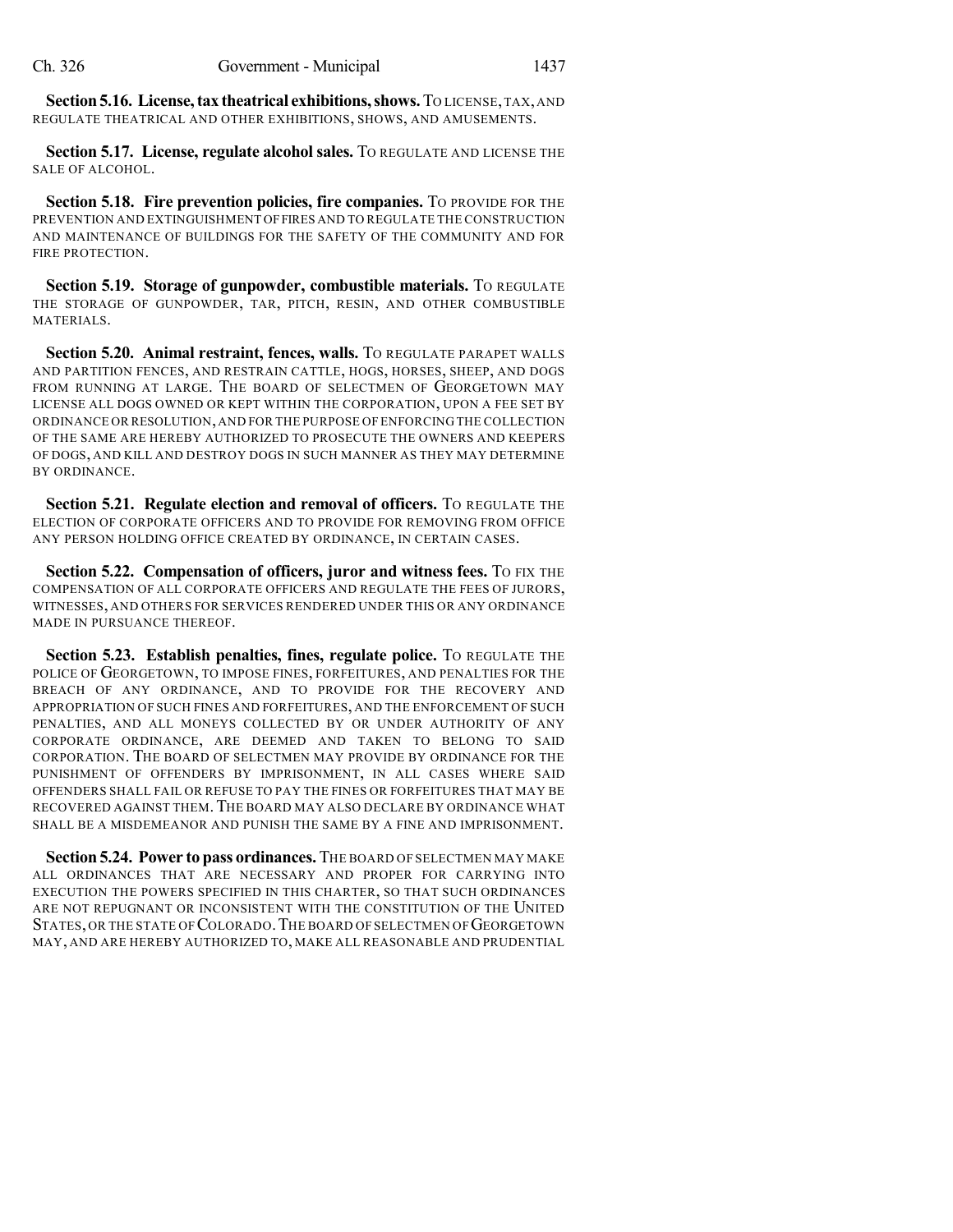**Section 5.16. License, tax theatrical exhibitions, shows.** TO LICENSE, TAX, AND REGULATE THEATRICAL AND OTHER EXHIBITIONS, SHOWS, AND AMUSEMENTS.

**Section 5.17. License, regulate alcohol sales.** TO REGULATE AND LICENSE THE SALE OF ALCOHOL.

**Section 5.18. Fire prevention policies, fire companies.** TO PROVIDE FOR THE PREVENTION AND EXTINGUISHMENT OF FIRES AND TO REGULATE THE CONSTRUCTION AND MAINTENANCE OF BUILDINGS FOR THE SAFETY OF THE COMMUNITY AND FOR FIRE PROTECTION.

**Section 5.19. Storage of gunpowder, combustible materials.** TO REGULATE THE STORAGE OF GUNPOWDER, TAR, PITCH, RESIN, AND OTHER COMBUSTIBLE MATERIALS.

**Section 5.20. Animal restraint, fences, walls.** TO REGULATE PARAPET WALLS AND PARTITION FENCES, AND RESTRAIN CATTLE, HOGS, HORSES, SHEEP, AND DOGS FROM RUNNING AT LARGE. THE BOARD OF SELECTMEN OF GEORGETOWN MAY LICENSE ALL DOGS OWNED OR KEPT WITHIN THE CORPORATION, UPON A FEE SET BY ORDINANCE OR RESOLUTION, AND FOR THE PURPOSE OF ENFORCING THE COLLECTION OF THE SAME ARE HEREBY AUTHORIZED TO PROSECUTE THE OWNERS AND KEEPERS OF DOGS, AND KILL AND DESTROY DOGS IN SUCH MANNER AS THEY MAY DETERMINE BY ORDINANCE.

**Section 5.21. Regulate election and removal of officers.** TO REGULATE THE ELECTION OF CORPORATE OFFICERS AND TO PROVIDE FOR REMOVING FROM OFFICE ANY PERSON HOLDING OFFICE CREATED BY ORDINANCE, IN CERTAIN CASES.

**Section 5.22. Compensation of officers, juror and witness fees.** TO FIX THE COMPENSATION OF ALL CORPORATE OFFICERS AND REGULATE THE FEES OF JURORS, WITNESSES, AND OTHERS FOR SERVICES RENDERED UNDER THIS OR ANY ORDINANCE MADE IN PURSUANCE THEREOF.

**Section 5.23. Establish penalties, fines, regulate police.** TO REGULATE THE POLICE OF GEORGETOWN, TO IMPOSE FINES, FORFEITURES, AND PENALTIES FOR THE BREACH OF ANY ORDINANCE, AND TO PROVIDE FOR THE RECOVERY AND APPROPRIATION OF SUCH FINES AND FORFEITURES, AND THE ENFORCEMENT OF SUCH PENALTIES, AND ALL MONEYS COLLECTED BY OR UNDER AUTHORITY OF ANY CORPORATE ORDINANCE, ARE DEEMED AND TAKEN TO BELONG TO SAID CORPORATION. THE BOARD OF SELECTMEN MAY PROVIDE BY ORDINANCE FOR THE PUNISHMENT OF OFFENDERS BY IMPRISONMENT, IN ALL CASES WHERE SAID OFFENDERS SHALL FAIL OR REFUSE TO PAY THE FINES OR FORFEITURES THAT MAY BE RECOVERED AGAINST THEM. THE BOARD MAY ALSO DECLARE BY ORDINANCE WHAT SHALL BE A MISDEMEANOR AND PUNISH THE SAME BY A FINE AND IMPRISONMENT.

**Section 5.24. Power to pass ordinances.** THE BOARD OF SELECTMEN MAY MAKE ALL ORDINANCES THAT ARE NECESSARY AND PROPER FOR CARRYING INTO EXECUTION THE POWERS SPECIFIED IN THIS CHARTER, SO THAT SUCH ORDINANCES ARE NOT REPUGNANT OR INCONSISTENT WITH THE CONSTITUTION OF THE UNITED STATES, OR THE STATE OF COLORADO. THE BOARD OF SELECTMEN OF GEORGETOWN MAY, AND ARE HEREBY AUTHORIZED TO, MAKE ALL REASONABLE AND PRUDENTIAL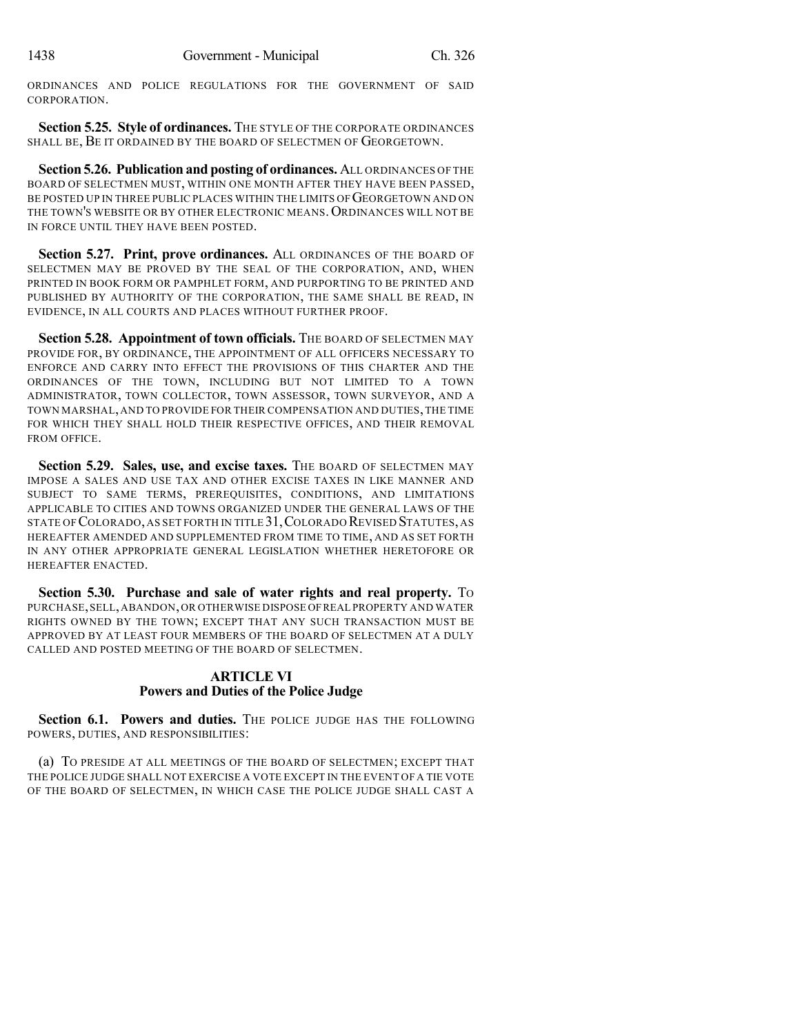ORDINANCES AND POLICE REGULATIONS FOR THE GOVERNMENT OF SAID CORPORATION.

**Section 5.25. Style of ordinances.** THE STYLE OF THE CORPORATE ORDINANCES SHALL BE, BE IT ORDAINED BY THE BOARD OF SELECTMEN OF GEORGETOWN.

**Section 5.26. Publication and posting of ordinances.** ALL ORDINANCES OF THE BOARD OF SELECTMEN MUST, WITHIN ONE MONTH AFTER THEY HAVE BEEN PASSED, BE POSTED UP IN THREE PUBLIC PLACES WITHIN THE LIMITS OF GEORGETOWN AND ON THE TOWN'S WEBSITE OR BY OTHER ELECTRONIC MEANS. ORDINANCES WILL NOT BE IN FORCE UNTIL THEY HAVE BEEN POSTED.

**Section 5.27. Print, prove ordinances.** ALL ORDINANCES OF THE BOARD OF SELECTMEN MAY BE PROVED BY THE SEAL OF THE CORPORATION, AND, WHEN PRINTED IN BOOK FORM OR PAMPHLET FORM, AND PURPORTING TO BE PRINTED AND PUBLISHED BY AUTHORITY OF THE CORPORATION, THE SAME SHALL BE READ, IN EVIDENCE, IN ALL COURTS AND PLACES WITHOUT FURTHER PROOF.

**Section 5.28. Appointment of town officials.** THE BOARD OF SELECTMEN MAY PROVIDE FOR, BY ORDINANCE, THE APPOINTMENT OF ALL OFFICERS NECESSARY TO ENFORCE AND CARRY INTO EFFECT THE PROVISIONS OF THIS CHARTER AND THE ORDINANCES OF THE TOWN, INCLUDING BUT NOT LIMITED TO A TOWN ADMINISTRATOR, TOWN COLLECTOR, TOWN ASSESSOR, TOWN SURVEYOR, AND A TOWN MARSHAL, AND TO PROVIDE FOR THEIR COMPENSATION AND DUTIES, THE TIME FOR WHICH THEY SHALL HOLD THEIR RESPECTIVE OFFICES, AND THEIR REMOVAL FROM OFFICE.

**Section 5.29. Sales, use, and excise taxes.** THE BOARD OF SELECTMEN MAY IMPOSE A SALES AND USE TAX AND OTHER EXCISE TAXES IN LIKE MANNER AND SUBJECT TO SAME TERMS, PREREQUISITES, CONDITIONS, AND LIMITATIONS APPLICABLE TO CITIES AND TOWNS ORGANIZED UNDER THE GENERAL LAWS OF THE STATE OF COLORADO, AS SET FORTH IN TITLE 31, COLORADO REVISED STATUTES, AS HEREAFTER AMENDED AND SUPPLEMENTED FROM TIME TO TIME, AND AS SET FORTH IN ANY OTHER APPROPRIATE GENERAL LEGISLATION WHETHER HERETOFORE OR HEREAFTER ENACTED.

**Section 5.30. Purchase and sale of water rights and real property.** TO PURCHASE, SELL, ABANDON, OR OTHERWISE DISPOSE OF REAL PROPERTY AND WATER RIGHTS OWNED BY THE TOWN; EXCEPT THAT ANY SUCH TRANSACTION MUST BE APPROVED BY AT LEAST FOUR MEMBERS OF THE BOARD OF SELECTMEN AT A DULY CALLED AND POSTED MEETING OF THE BOARD OF SELECTMEN.

## ARTICLE VI
## Powers and Duties of the Police Judge

**Section 6.1. Powers and duties.** THE POLICE JUDGE HAS THE FOLLOWING POWERS, DUTIES, AND RESPONSIBILITIES:

(a) TO PRESIDE AT ALL MEETINGS OF THE BOARD OF SELECTMEN; EXCEPT THAT THE POLICE JUDGE SHALL NOT EXERCISE A VOTE EXCEPT IN THE EVENT OF A TIE VOTE OF THE BOARD OF SELECTMEN, IN WHICH CASE THE POLICE JUDGE SHALL CAST A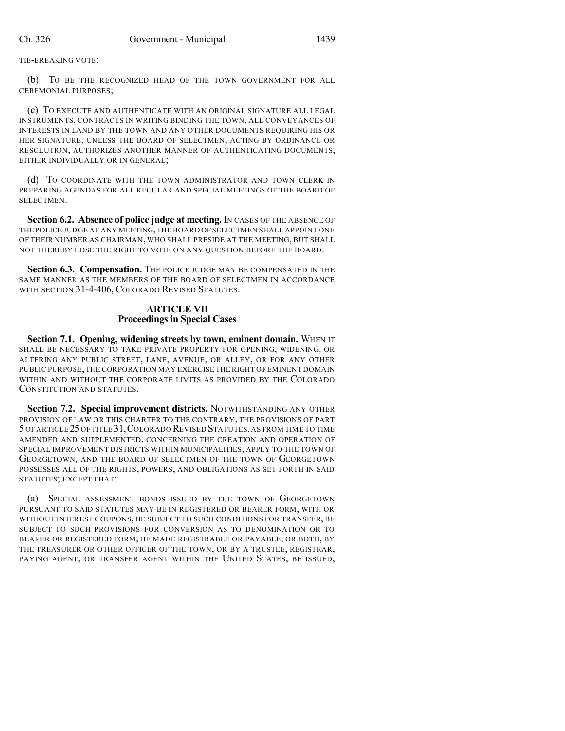TIE-BREAKING VOTE;

(b) TO BE THE RECOGNIZED HEAD OF THE TOWN GOVERNMENT FOR ALL CEREMONIAL PURPOSES;

(c) TO EXECUTE AND AUTHENTICATE WITH AN ORIGINAL SIGNATURE ALL LEGAL INSTRUMENTS, CONTRACTS IN WRITING BINDING THE TOWN, ALL CONVEYANCES OF INTERESTS IN LAND BY THE TOWN AND ANY OTHER DOCUMENTS REQUIRING HIS OR HER SIGNATURE, UNLESS THE BOARD OF SELECTMEN, ACTING BY ORDINANCE OR RESOLUTION, AUTHORIZES ANOTHER MANNER OF AUTHENTICATING DOCUMENTS, EITHER INDIVIDUALLY OR IN GENERAL;

(d) TO COORDINATE WITH THE TOWN ADMINISTRATOR AND TOWN CLERK IN PREPARING AGENDAS FOR ALL REGULAR AND SPECIAL MEETINGS OF THE BOARD OF SELECTMEN.

**Section 6.2. Absence of police judge at meeting.** IN CASES OF THE ABSENCE OF THE POLICE JUDGE AT ANY MEETING, THE BOARD OF SELECTMEN SHALL APPOINT ONE OF THEIR NUMBER AS CHAIRMAN, WHO SHALL PRESIDE AT THE MEETING, BUT SHALL NOT THEREBY LOSE THE RIGHT TO VOTE ON ANY QUESTION BEFORE THE BOARD.

**Section 6.3. Compensation.** THE POLICE JUDGE MAY BE COMPENSATED IN THE SAME MANNER AS THE MEMBERS OF THE BOARD OF SELECTMEN IN ACCORDANCE WITH SECTION 31-4-406, COLORADO REVISED STATUTES.

## ARTICLE VII
## Proceedings in Special Cases

**Section 7.1. Opening, widening streets by town, eminent domain.** WHEN IT SHALL BE NECESSARY TO TAKE PRIVATE PROPERTY FOR OPENING, WIDENING, OR ALTERING ANY PUBLIC STREET, LANE, AVENUE, OR ALLEY, OR FOR ANY OTHER PUBLIC PURPOSE, THE CORPORATION MAY EXERCISE THE RIGHT OF EMINENT DOMAIN WITHIN AND WITHOUT THE CORPORATE LIMITS AS PROVIDED BY THE COLORADO CONSTITUTION AND STATUTES.

**Section 7.2. Special improvement districts.** NOTWITHSTANDING ANY OTHER PROVISION OF LAW OR THIS CHARTER TO THE CONTRARY, THE PROVISIONS OF PART 5 OF ARTICLE 25 OF TITLE 31, COLORADO REVISED STATUTES, AS FROM TIME TO TIME AMENDED AND SUPPLEMENTED, CONCERNING THE CREATION AND OPERATION OF SPECIAL IMPROVEMENT DISTRICTS WITHIN MUNICIPALITIES, APPLY TO THE TOWN OF GEORGETOWN, AND THE BOARD OF SELECTMEN OF THE TOWN OF GEORGETOWN POSSESSES ALL OF THE RIGHTS, POWERS, AND OBLIGATIONS AS SET FORTH IN SAID STATUTES; EXCEPT THAT:

(a) SPECIAL ASSESSMENT BONDS ISSUED BY THE TOWN OF GEORGETOWN PURSUANT TO SAID STATUTES MAY BE IN REGISTERED OR BEARER FORM, WITH OR WITHOUT INTEREST COUPONS, BE SUBJECT TO SUCH CONDITIONS FOR TRANSFER, BE SUBJECT TO SUCH PROVISIONS FOR CONVERSION AS TO DENOMINATION OR TO BEARER OR REGISTERED FORM, BE MADE REGISTRABLE OR PAYABLE, OR BOTH, BY THE TREASURER OR OTHER OFFICER OF THE TOWN, OR BY A TRUSTEE, REGISTRAR, PAYING AGENT, OR TRANSFER AGENT WITHIN THE UNITED STATES, BE ISSUED,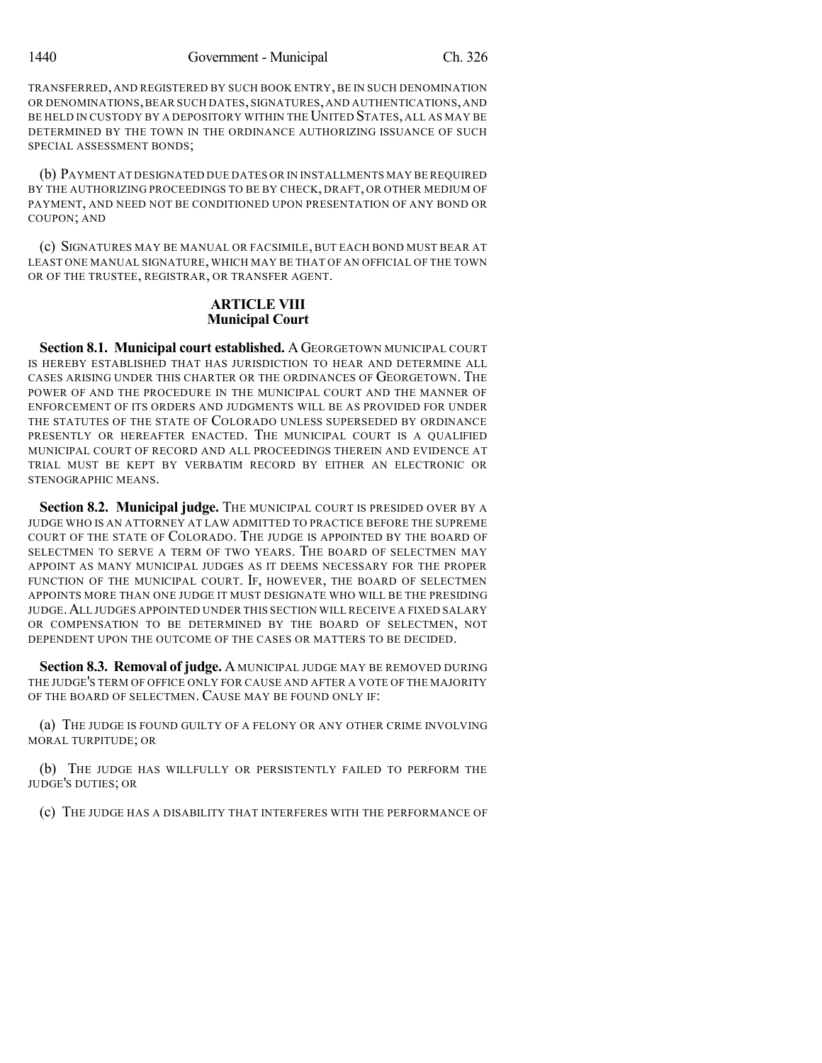TRANSFERRED, AND REGISTERED BY SUCH BOOK ENTRY, BE IN SUCH DENOMINATION OR DENOMINATIONS, BEAR SUCH DATES, SIGNATURES, AND AUTHENTICATIONS, AND BE HELD IN CUSTODY BY A DEPOSITORY WITHIN THE UNITED STATES, ALL AS MAY BE DETERMINED BY THE TOWN IN THE ORDINANCE AUTHORIZING ISSUANCE OF SUCH SPECIAL ASSESSMENT BONDS;

(b) PAYMENT AT DESIGNATED DUE DATES OR IN INSTALLMENTS MAY BE REQUIRED BY THE AUTHORIZING PROCEEDINGS TO BE BY CHECK, DRAFT, OR OTHER MEDIUM OF PAYMENT, AND NEED NOT BE CONDITIONED UPON PRESENTATION OF ANY BOND OR COUPON; AND

(c) SIGNATURES MAY BE MANUAL OR FACSIMILE, BUT EACH BOND MUST BEAR AT LEAST ONE MANUAL SIGNATURE, WHICH MAY BE THAT OF AN OFFICIAL OF THE TOWN OR OF THE TRUSTEE, REGISTRAR, OR TRANSFER AGENT.

## ARTICLE VIII
## Municipal Court

**Section 8.1. Municipal court established.** A GEORGETOWN MUNICIPAL COURT IS HEREBY ESTABLISHED THAT HAS JURISDICTION TO HEAR AND DETERMINE ALL CASES ARISING UNDER THIS CHARTER OR THE ORDINANCES OF GEORGETOWN. THE POWER OF AND THE PROCEDURE IN THE MUNICIPAL COURT AND THE MANNER OF ENFORCEMENT OF ITS ORDERS AND JUDGMENTS WILL BE AS PROVIDED FOR UNDER THE STATUTES OF THE STATE OF COLORADO UNLESS SUPERSEDED BY ORDINANCE PRESENTLY OR HEREAFTER ENACTED. THE MUNICIPAL COURT IS A QUALIFIED MUNICIPAL COURT OF RECORD AND ALL PROCEEDINGS THEREIN AND EVIDENCE AT TRIAL MUST BE KEPT BY VERBATIM RECORD BY EITHER AN ELECTRONIC OR STENOGRAPHIC MEANS.

**Section 8.2. Municipal judge.** THE MUNICIPAL COURT IS PRESIDED OVER BY A JUDGE WHO IS AN ATTORNEY AT LAW ADMITTED TO PRACTICE BEFORE THE SUPREME COURT OF THE STATE OF COLORADO. THE JUDGE IS APPOINTED BY THE BOARD OF SELECTMEN TO SERVE A TERM OF TWO YEARS. THE BOARD OF SELECTMEN MAY APPOINT AS MANY MUNICIPAL JUDGES AS IT DEEMS NECESSARY FOR THE PROPER FUNCTION OF THE MUNICIPAL COURT. IF, HOWEVER, THE BOARD OF SELECTMEN APPOINTS MORE THAN ONE JUDGE IT MUST DESIGNATE WHO WILL BE THE PRESIDING JUDGE. ALL JUDGES APPOINTED UNDER THIS SECTION WILL RECEIVE A FIXED SALARY OR COMPENSATION TO BE DETERMINED BY THE BOARD OF SELECTMEN, NOT DEPENDENT UPON THE OUTCOME OF THE CASES OR MATTERS TO BE DECIDED.

**Section 8.3. Removal of judge.** A MUNICIPAL JUDGE MAY BE REMOVED DURING THE JUDGE'S TERM OF OFFICE ONLY FOR CAUSE AND AFTER A VOTE OF THE MAJORITY OF THE BOARD OF SELECTMEN. CAUSE MAY BE FOUND ONLY IF:

(a) THE JUDGE IS FOUND GUILTY OF A FELONY OR ANY OTHER CRIME INVOLVING MORAL TURPITUDE; OR

(b) THE JUDGE HAS WILLFULLY OR PERSISTENTLY FAILED TO PERFORM THE JUDGE'S DUTIES; OR

(c) THE JUDGE HAS A DISABILITY THAT INTERFERES WITH THE PERFORMANCE OF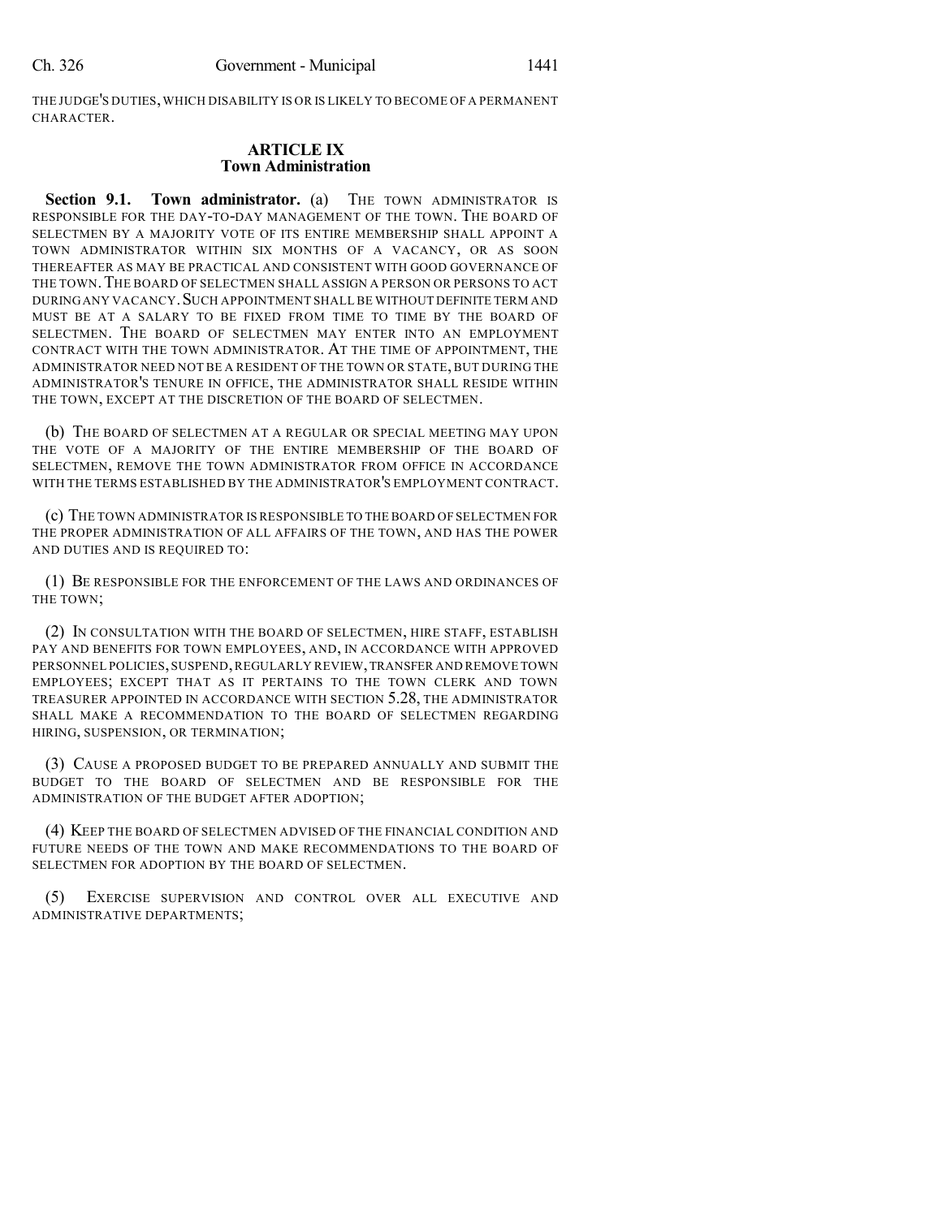THE JUDGE'S DUTIES, WHICH DISABILITY IS OR IS LIKELY TO BECOME OF A PERMANENT CHARACTER.

## ARTICLE IX
## Town Administration

**Section 9.1. Town administrator.** (a) THE TOWN ADMINISTRATOR IS RESPONSIBLE FOR THE DAY-TO-DAY MANAGEMENT OF THE TOWN. THE BOARD OF SELECTMEN BY A MAJORITY VOTE OF ITS ENTIRE MEMBERSHIP SHALL APPOINT A TOWN ADMINISTRATOR WITHIN SIX MONTHS OF A VACANCY, OR AS SOON THEREAFTER AS MAY BE PRACTICAL AND CONSISTENT WITH GOOD GOVERNANCE OF THE TOWN. THE BOARD OF SELECTMEN SHALL ASSIGN A PERSON OR PERSONS TO ACT DURING ANY VACANCY. SUCH APPOINTMENT SHALL BE WITHOUT DEFINITE TERM AND MUST BE AT A SALARY TO BE FIXED FROM TIME TO TIME BY THE BOARD OF SELECTMEN. THE BOARD OF SELECTMEN MAY ENTER INTO AN EMPLOYMENT CONTRACT WITH THE TOWN ADMINISTRATOR. AT THE TIME OF APPOINTMENT, THE ADMINISTRATOR NEED NOT BE A RESIDENT OF THE TOWN OR STATE, BUT DURING THE ADMINISTRATOR'S TENURE IN OFFICE, THE ADMINISTRATOR SHALL RESIDE WITHIN THE TOWN, EXCEPT AT THE DISCRETION OF THE BOARD OF SELECTMEN.

(b) THE BOARD OF SELECTMEN AT A REGULAR OR SPECIAL MEETING MAY UPON THE VOTE OF A MAJORITY OF THE ENTIRE MEMBERSHIP OF THE BOARD OF SELECTMEN, REMOVE THE TOWN ADMINISTRATOR FROM OFFICE IN ACCORDANCE WITH THE TERMS ESTABLISHED BY THE ADMINISTRATOR'S EMPLOYMENT CONTRACT.

(c) THE TOWN ADMINISTRATOR IS RESPONSIBLE TO THE BOARD OF SELECTMEN FOR THE PROPER ADMINISTRATION OF ALL AFFAIRS OF THE TOWN, AND HAS THE POWER AND DUTIES AND IS REQUIRED TO:

(1) BE RESPONSIBLE FOR THE ENFORCEMENT OF THE LAWS AND ORDINANCES OF THE TOWN;

(2) IN CONSULTATION WITH THE BOARD OF SELECTMEN, HIRE STAFF, ESTABLISH PAY AND BENEFITS FOR TOWN EMPLOYEES, AND, IN ACCORDANCE WITH APPROVED PERSONNEL POLICIES, SUSPEND, REGULARLY REVIEW, TRANSFER AND REMOVE TOWN EMPLOYEES; EXCEPT THAT AS IT PERTAINS TO THE TOWN CLERK AND TOWN TREASURER APPOINTED IN ACCORDANCE WITH SECTION 5.28, THE ADMINISTRATOR SHALL MAKE A RECOMMENDATION TO THE BOARD OF SELECTMEN REGARDING HIRING, SUSPENSION, OR TERMINATION;

(3) CAUSE A PROPOSED BUDGET TO BE PREPARED ANNUALLY AND SUBMIT THE BUDGET TO THE BOARD OF SELECTMEN AND BE RESPONSIBLE FOR THE ADMINISTRATION OF THE BUDGET AFTER ADOPTION;

(4) KEEP THE BOARD OF SELECTMEN ADVISED OF THE FINANCIAL CONDITION AND FUTURE NEEDS OF THE TOWN AND MAKE RECOMMENDATIONS TO THE BOARD OF SELECTMEN FOR ADOPTION BY THE BOARD OF SELECTMEN.

(5) EXERCISE SUPERVISION AND CONTROL OVER ALL EXECUTIVE AND ADMINISTRATIVE DEPARTMENTS;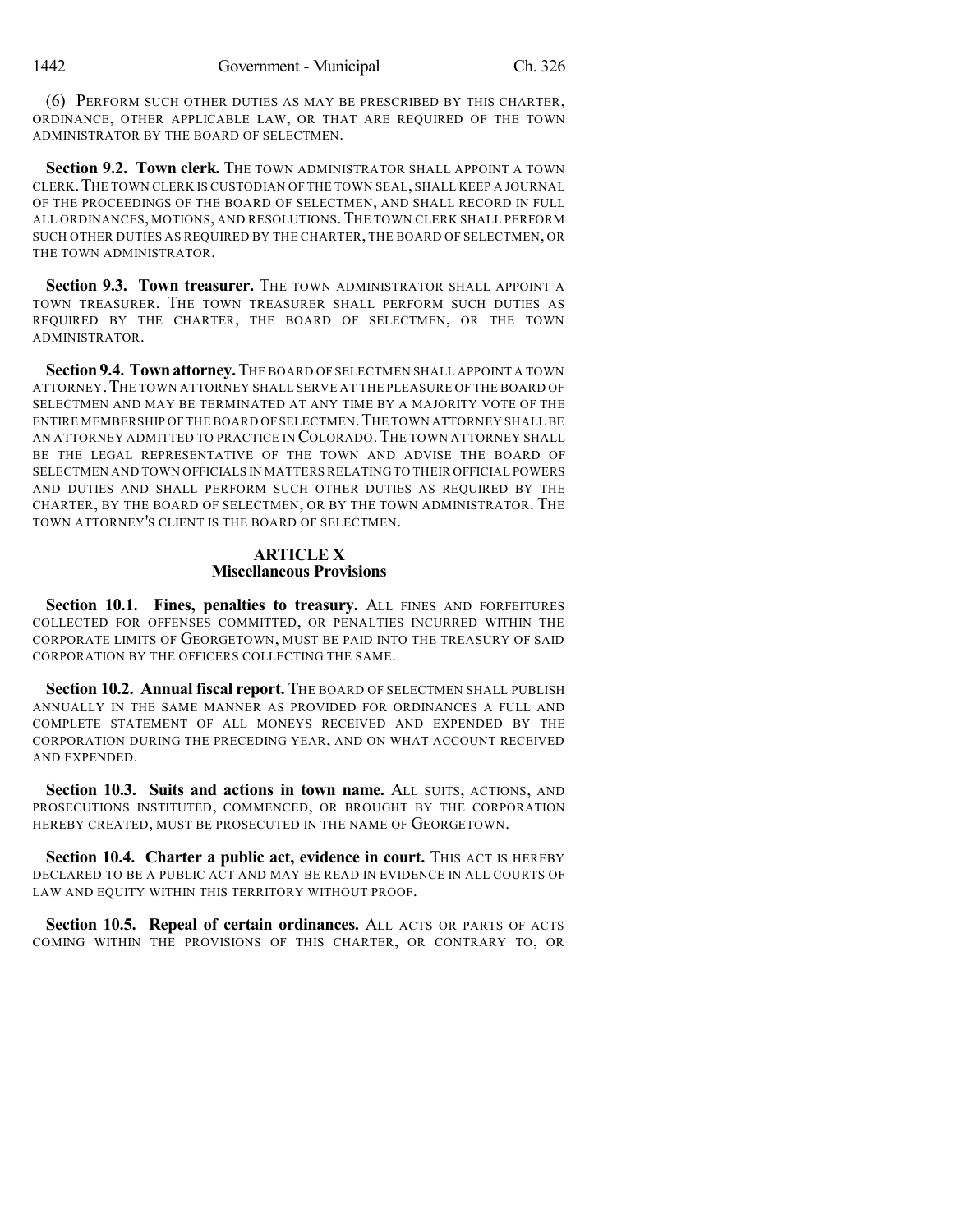(6) PERFORM SUCH OTHER DUTIES AS MAY BE PRESCRIBED BY THIS CHARTER, ORDINANCE, OTHER APPLICABLE LAW, OR THAT ARE REQUIRED OF THE TOWN ADMINISTRATOR BY THE BOARD OF SELECTMEN.

**Section 9.2. Town clerk.** THE TOWN ADMINISTRATOR SHALL APPOINT A TOWN CLERK. THE TOWN CLERK IS CUSTODIAN OF THE TOWN SEAL, SHALL KEEP A JOURNAL OF THE PROCEEDINGS OF THE BOARD OF SELECTMEN, AND SHALL RECORD IN FULL ALL ORDINANCES, MOTIONS, AND RESOLUTIONS. THE TOWN CLERK SHALL PERFORM SUCH OTHER DUTIES AS REQUIRED BY THE CHARTER, THE BOARD OF SELECTMEN, OR THE TOWN ADMINISTRATOR.

**Section 9.3. Town treasurer.** THE TOWN ADMINISTRATOR SHALL APPOINT A TOWN TREASURER. THE TOWN TREASURER SHALL PERFORM SUCH DUTIES AS REQUIRED BY THE CHARTER, THE BOARD OF SELECTMEN, OR THE TOWN ADMINISTRATOR.

**Section 9.4. Town attorney.** THE BOARD OF SELECTMEN SHALL APPOINT A TOWN ATTORNEY. THE TOWN ATTORNEY SHALL SERVE AT THE PLEASURE OF THE BOARD OF SELECTMEN AND MAY BE TERMINATED AT ANY TIME BY A MAJORITY VOTE OF THE ENTIRE MEMBERSHIP OF THE BOARD OF SELECTMEN. THE TOWN ATTORNEY SHALL BE AN ATTORNEY ADMITTED TO PRACTICE IN COLORADO. THE TOWN ATTORNEY SHALL BE THE LEGAL REPRESENTATIVE OF THE TOWN AND ADVISE THE BOARD OF SELECTMEN AND TOWN OFFICIALS IN MATTERS RELATING TO THEIR OFFICIAL POWERS AND DUTIES AND SHALL PERFORM SUCH OTHER DUTIES AS REQUIRED BY THE CHARTER, BY THE BOARD OF SELECTMEN, OR BY THE TOWN ADMINISTRATOR. THE TOWN ATTORNEY'S CLIENT IS THE BOARD OF SELECTMEN.

## ARTICLE X
## Miscellaneous Provisions

**Section 10.1. Fines, penalties to treasury.** ALL FINES AND FORFEITURES COLLECTED FOR OFFENSES COMMITTED, OR PENALTIES INCURRED WITHIN THE CORPORATE LIMITS OF GEORGETOWN, MUST BE PAID INTO THE TREASURY OF SAID CORPORATION BY THE OFFICERS COLLECTING THE SAME.

**Section 10.2. Annual fiscal report.** THE BOARD OF SELECTMEN SHALL PUBLISH ANNUALLY IN THE SAME MANNER AS PROVIDED FOR ORDINANCES A FULL AND COMPLETE STATEMENT OF ALL MONEYS RECEIVED AND EXPENDED BY THE CORPORATION DURING THE PRECEDING YEAR, AND ON WHAT ACCOUNT RECEIVED AND EXPENDED.

**Section 10.3. Suits and actions in town name.** ALL SUITS, ACTIONS, AND PROSECUTIONS INSTITUTED, COMMENCED, OR BROUGHT BY THE CORPORATION HEREBY CREATED, MUST BE PROSECUTED IN THE NAME OF GEORGETOWN.

**Section 10.4. Charter a public act, evidence in court.** THIS ACT IS HEREBY DECLARED TO BE A PUBLIC ACT AND MAY BE READ IN EVIDENCE IN ALL COURTS OF LAW AND EQUITY WITHIN THIS TERRITORY WITHOUT PROOF.

**Section 10.5. Repeal of certain ordinances.** ALL ACTS OR PARTS OF ACTS COMING WITHIN THE PROVISIONS OF THIS CHARTER, OR CONTRARY TO, OR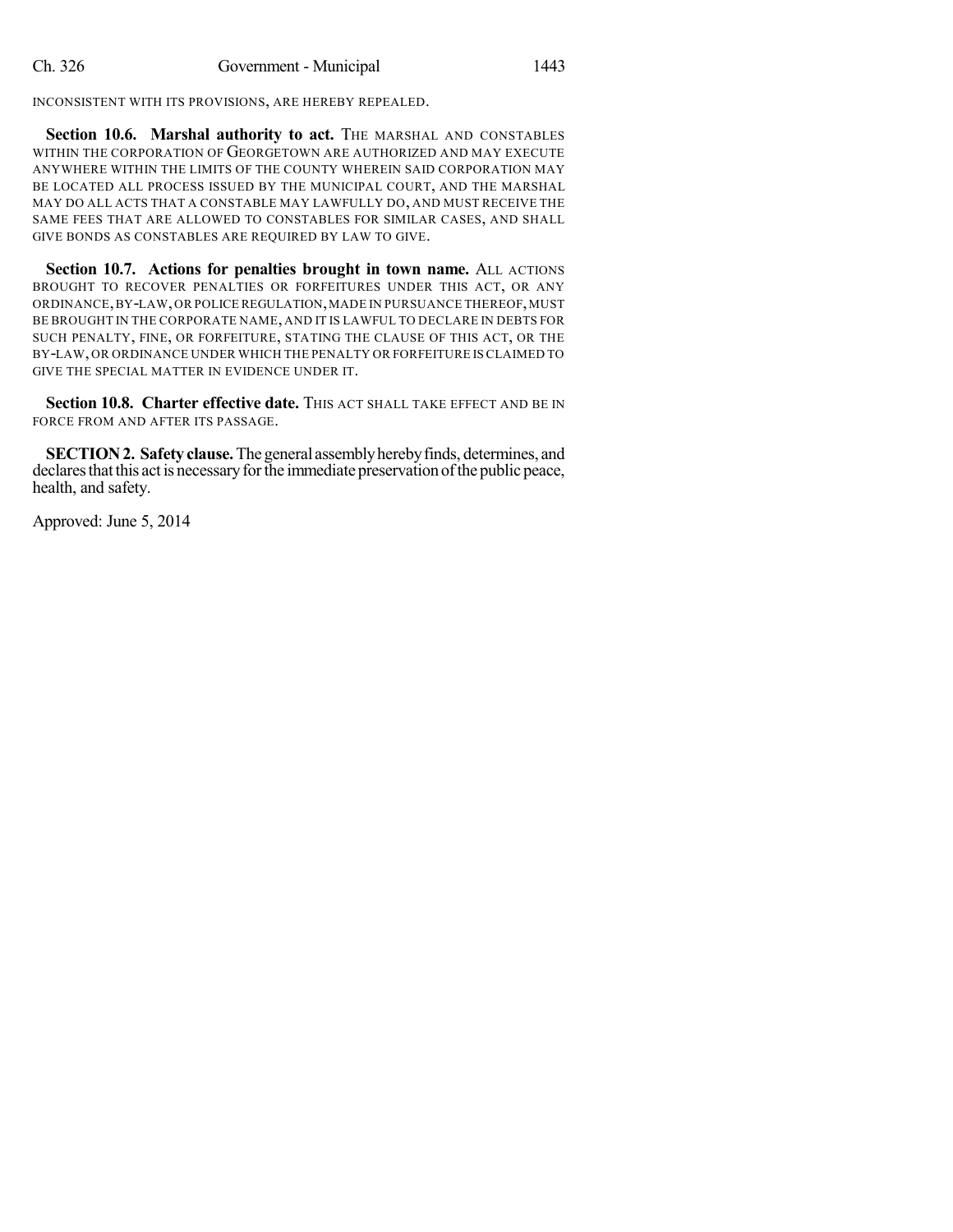INCONSISTENT WITH ITS PROVISIONS, ARE HEREBY REPEALED.

**Section 10.6. Marshal authority to act.** THE MARSHAL AND CONSTABLES WITHIN THE CORPORATION OF GEORGETOWN ARE AUTHORIZED AND MAY EXECUTE ANYWHERE WITHIN THE LIMITS OF THE COUNTY WHEREIN SAID CORPORATION MAY BE LOCATED ALL PROCESS ISSUED BY THE MUNICIPAL COURT, AND THE MARSHAL MAY DO ALL ACTS THAT A CONSTABLE MAY LAWFULLY DO, AND MUST RECEIVE THE SAME FEES THAT ARE ALLOWED TO CONSTABLES FOR SIMILAR CASES, AND SHALL GIVE BONDS AS CONSTABLES ARE REQUIRED BY LAW TO GIVE.

**Section 10.7. Actions for penalties brought in town name.** ALL ACTIONS BROUGHT TO RECOVER PENALTIES OR FORFEITURES UNDER THIS ACT, OR ANY ORDINANCE, BY-LAW, OR POLICE REGULATION, MADE IN PURSUANCE THEREOF, MUST BE BROUGHT IN THE CORPORATE NAME, AND IT IS LAWFUL TO DECLARE IN DEBTS FOR SUCH PENALTY, FINE, OR FORFEITURE, STATING THE CLAUSE OF THIS ACT, OR THE BY-LAW, OR ORDINANCE UNDER WHICH THE PENALTY OR FORFEITURE IS CLAIMED TO GIVE THE SPECIAL MATTER IN EVIDENCE UNDER IT.

**Section 10.8. Charter effective date.** THIS ACT SHALL TAKE EFFECT AND BE IN FORCE FROM AND AFTER ITS PASSAGE.

**SECTION 2. Safety clause.** The general assembly hereby finds, determines, and declares that this act is necessary for the immediate preservation of the public peace, health, and safety.

Approved: June 5, 2014